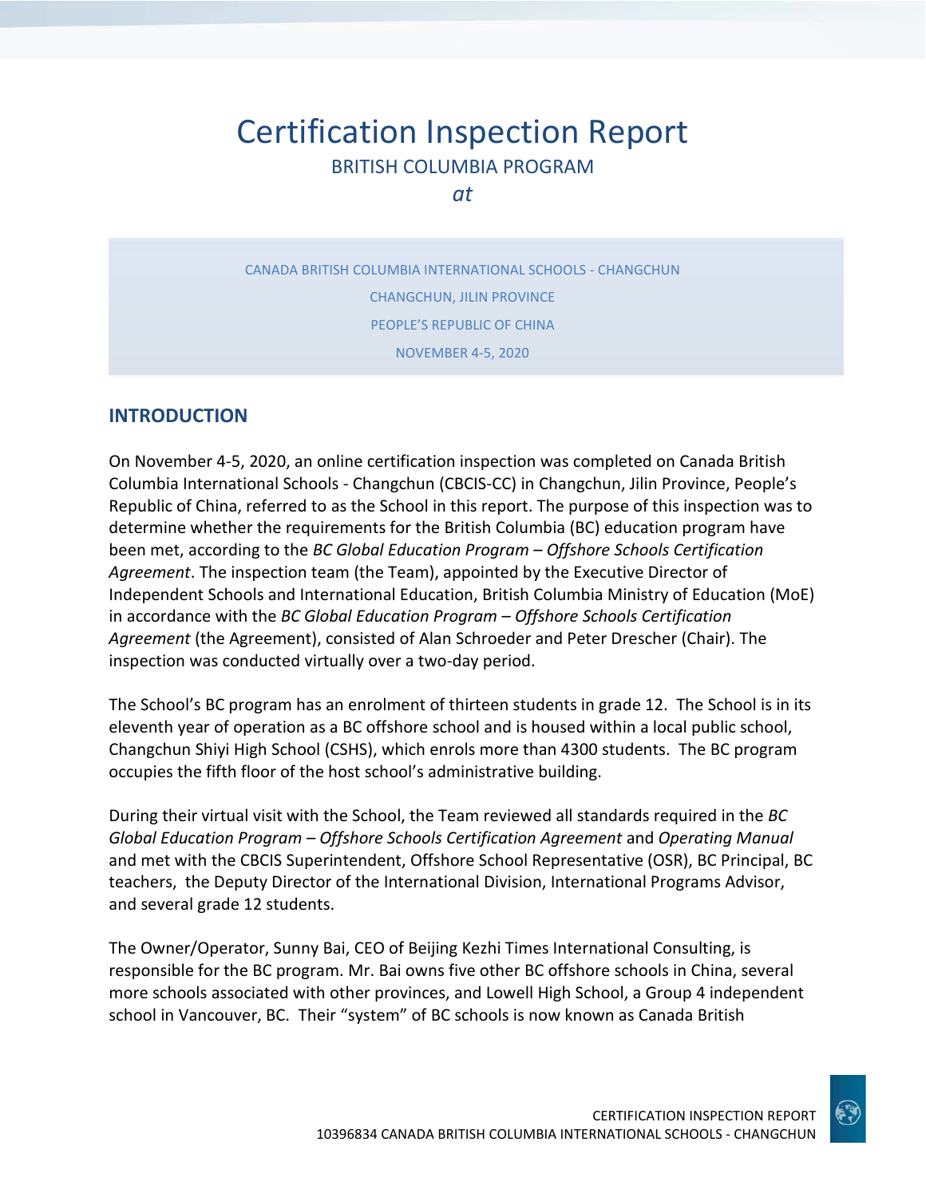# Certification Inspection Report

BRITISH COLUMBIA PROGRAM

*at*

CANADA BRITISH COLUMBIA INTERNATIONAL SCHOOLS - CHANGCHUN

CHANGCHUN, JILIN PROVINCE

PEOPLE'S REPUBLIC OF CHINA

NOVEMBER 4-5, 2020

## INTRODUCTION

On November 4-5, 2020, an online certification inspection was completed on Canada British Columbia International Schools - Changchun (CBCIS-CC) in Changchun, Jilin Province, People's Republic of China, referred to as the School in this report. The purpose of this inspection was to determine whether the requirements for the British Columbia (BC) education program have been met, according to the *BC Global Education Program – Offshore Schools Certification Agreement*. The inspection team (the Team), appointed by the Executive Director of Independent Schools and International Education, British Columbia Ministry of Education (MoE) in accordance with the *BC Global Education Program – Offshore Schools Certification Agreement* (the Agreement), consisted of Alan Schroeder and Peter Drescher (Chair). The inspection was conducted virtually over a two-day period.

The School's BC program has an enrolment of thirteen students in grade 12. The School is in its eleventh year of operation as a BC offshore school and is housed within a local public school, Changchun Shiyi High School (CSHS), which enrols more than 4300 students. The BC program occupies the fifth floor of the host school's administrative building.

During their virtual visit with the School, the Team reviewed all standards required in the *BC Global Education Program – Offshore Schools Certification Agreement* and *Operating Manual* and met with the CBCIS Superintendent, Offshore School Representative (OSR), BC Principal, BC teachers, the Deputy Director of the International Division, International Programs Advisor, and several grade 12 students.

The Owner/Operator, Sunny Bai, CEO of Beijing Kezhi Times International Consulting, is responsible for the BC program. Mr. Bai owns five other BC offshore schools in China, several more schools associated with other provinces, and Lowell High School, a Group 4 independent school in Vancouver, BC. Their "system" of BC schools is now known as Canada British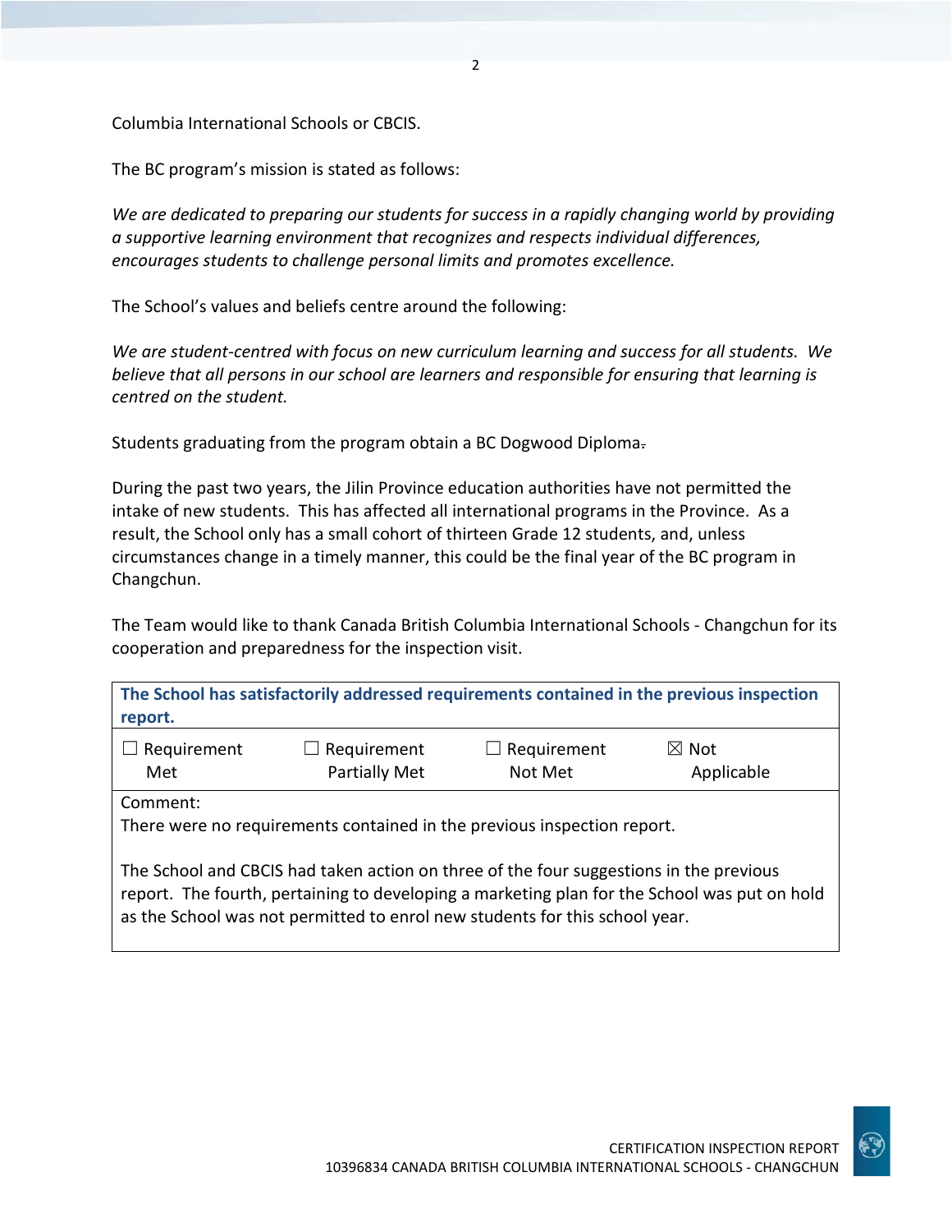Columbia International Schools or CBCIS.

The BC program's mission is stated as follows:

*We are dedicated to preparing our students for success in a rapidly changing world by providing a supportive learning environment that recognizes and respects individual differences, encourages students to challenge personal limits and promotes excellence.*

The School's values and beliefs centre around the following:

*We are student-centred with focus on new curriculum learning and success for all students. We believe that all persons in our school are learners and responsible for ensuring that learning is centred on the student.*

Students graduating from the program obtain a BC Dogwood Diploma.

During the past two years, the Jilin Province education authorities have not permitted the intake of new students. This has affected all international programs in the Province. As a result, the School only has a small cohort of thirteen Grade 12 students, and, unless circumstances change in a timely manner, this could be the final year of the BC program in Changchun.

The Team would like to thank Canada British Columbia International Schools - Changchun for its cooperation and preparedness for the inspection visit.

| **The School has satisfactorily addressed requirements contained in the previous inspection report.** | | | |
|---|---|---|---|
| ☐ Requirement Met | ☐ Requirement Partially Met | ☐ Requirement Not Met | ☒ Not Applicable |
| Comment:<br>There were no requirements contained in the previous inspection report.<br><br>The School and CBCIS had taken action on three of the four suggestions in the previous report. The fourth, pertaining to developing a marketing plan for the School was put on hold as the School was not permitted to enrol new students for this school year. | | | |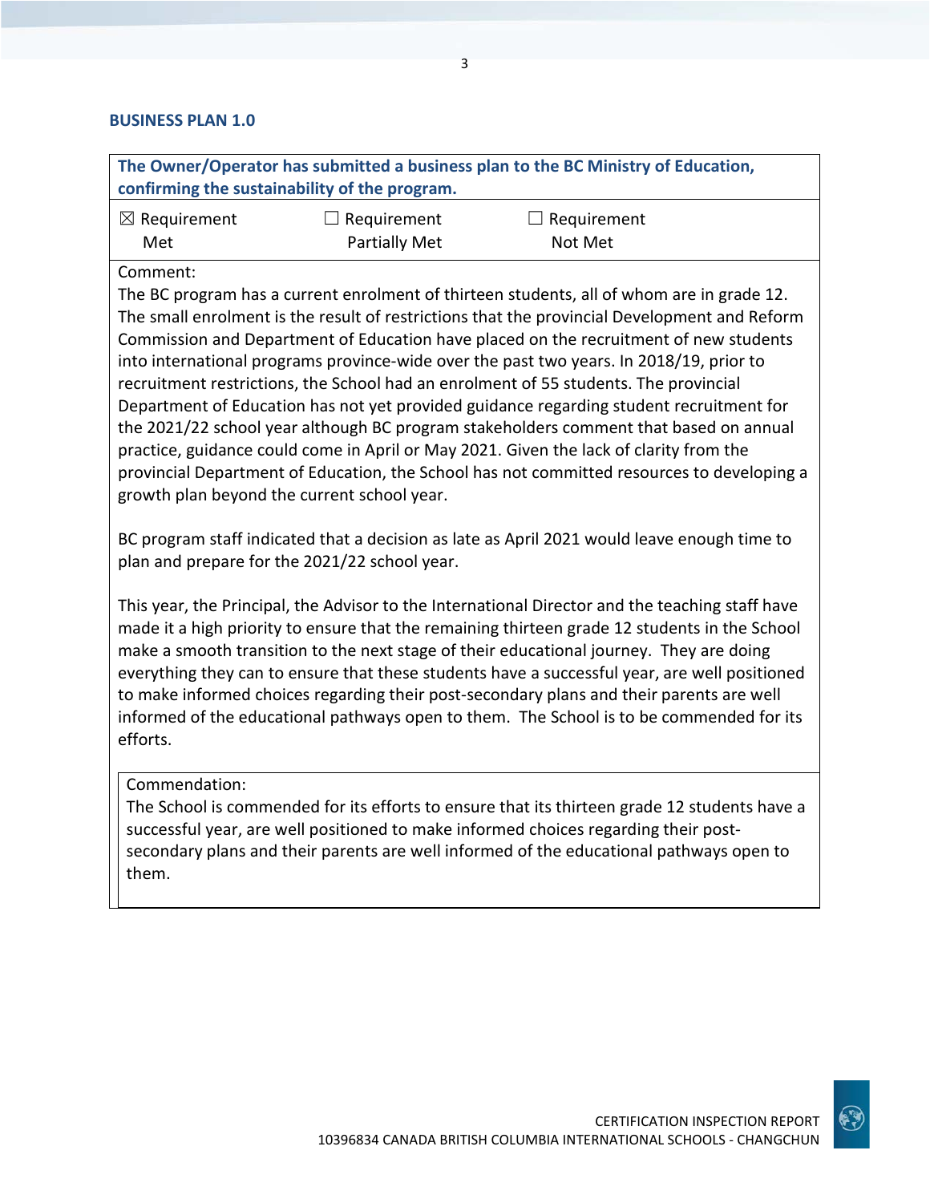## BUSINESS PLAN 1.0

**The Owner/Operator has submitted a business plan to the BC Ministry of Education, confirming the sustainability of the program.**

| ☒ Requirement Met | ☐ Requirement Partially Met | ☐ Requirement Not Met |
|---|---|---|

Comment:

The BC program has a current enrolment of thirteen students, all of whom are in grade 12. The small enrolment is the result of restrictions that the provincial Development and Reform Commission and Department of Education have placed on the recruitment of new students into international programs province-wide over the past two years. In 2018/19, prior to recruitment restrictions, the School had an enrolment of 55 students. The provincial Department of Education has not yet provided guidance regarding student recruitment for the 2021/22 school year although BC program stakeholders comment that based on annual practice, guidance could come in April or May 2021. Given the lack of clarity from the provincial Department of Education, the School has not committed resources to developing a growth plan beyond the current school year.

BC program staff indicated that a decision as late as April 2021 would leave enough time to plan and prepare for the 2021/22 school year.

This year, the Principal, the Advisor to the International Director and the teaching staff have made it a high priority to ensure that the remaining thirteen grade 12 students in the School make a smooth transition to the next stage of their educational journey. They are doing everything they can to ensure that these students have a successful year, are well positioned to make informed choices regarding their post-secondary plans and their parents are well informed of the educational pathways open to them. The School is to be commended for its efforts.

Commendation:

The School is commended for its efforts to ensure that its thirteen grade 12 students have a successful year, are well positioned to make informed choices regarding their post-secondary plans and their parents are well informed of the educational pathways open to them.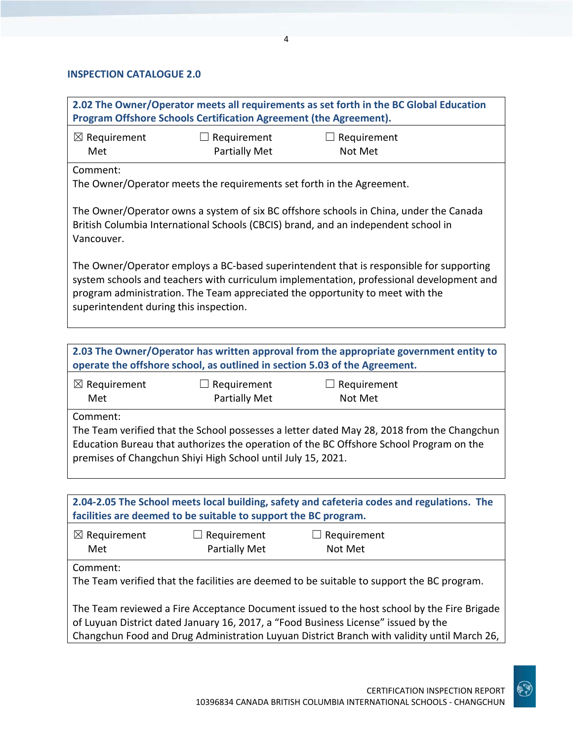## INSPECTION CATALOGUE 2.0

**2.02 The Owner/Operator meets all requirements as set forth in the BC Global Education Program Offshore Schools Certification Agreement (the Agreement).**

☒ Requirement Met ☐ Requirement Partially Met ☐ Requirement Not Met

Comment:
The Owner/Operator meets the requirements set forth in the Agreement.

The Owner/Operator owns a system of six BC offshore schools in China, under the Canada British Columbia International Schools (CBCIS) brand, and an independent school in Vancouver.

The Owner/Operator employs a BC-based superintendent that is responsible for supporting system schools and teachers with curriculum implementation, professional development and program administration. The Team appreciated the opportunity to meet with the superintendent during this inspection.

**2.03 The Owner/Operator has written approval from the appropriate government entity to operate the offshore school, as outlined in section 5.03 of the Agreement.**

☒ Requirement Met ☐ Requirement Partially Met ☐ Requirement Not Met

Comment:
The Team verified that the School possesses a letter dated May 28, 2018 from the Changchun Education Bureau that authorizes the operation of the BC Offshore School Program on the premises of Changchun Shiyi High School until July 15, 2021.

**2.04-2.05 The School meets local building, safety and cafeteria codes and regulations. The facilities are deemed to be suitable to support the BC program.**

☒ Requirement Met ☐ Requirement Partially Met ☐ Requirement Not Met

Comment:
The Team verified that the facilities are deemed to be suitable to support the BC program.

The Team reviewed a Fire Acceptance Document issued to the host school by the Fire Brigade of Luyuan District dated January 16, 2017, a "Food Business License" issued by the Changchun Food and Drug Administration Luyuan District Branch with validity until March 26,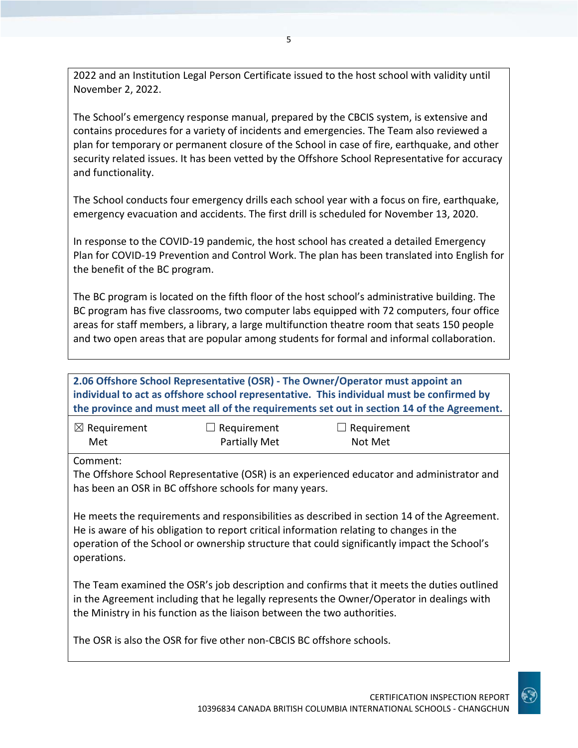2022 and an Institution Legal Person Certificate issued to the host school with validity until November 2, 2022.

The School's emergency response manual, prepared by the CBCIS system, is extensive and contains procedures for a variety of incidents and emergencies. The Team also reviewed a plan for temporary or permanent closure of the School in case of fire, earthquake, and other security related issues. It has been vetted by the Offshore School Representative for accuracy and functionality.

The School conducts four emergency drills each school year with a focus on fire, earthquake, emergency evacuation and accidents. The first drill is scheduled for November 13, 2020.

In response to the COVID-19 pandemic, the host school has created a detailed Emergency Plan for COVID-19 Prevention and Control Work. The plan has been translated into English for the benefit of the BC program.

The BC program is located on the fifth floor of the host school's administrative building. The BC program has five classrooms, two computer labs equipped with 72 computers, four office areas for staff members, a library, a large multifunction theatre room that seats 150 people and two open areas that are popular among students for formal and informal collaboration.

**2.06 Offshore School Representative (OSR) - The Owner/Operator must appoint an individual to act as offshore school representative. This individual must be confirmed by the province and must meet all of the requirements set out in section 14 of the Agreement.**

| ☒ Requirement Met | ☐ Requirement Partially Met | ☐ Requirement Not Met |
|---|---|---|

Comment:
The Offshore School Representative (OSR) is an experienced educator and administrator and has been an OSR in BC offshore schools for many years.

He meets the requirements and responsibilities as described in section 14 of the Agreement. He is aware of his obligation to report critical information relating to changes in the operation of the School or ownership structure that could significantly impact the School's operations.

The Team examined the OSR's job description and confirms that it meets the duties outlined in the Agreement including that he legally represents the Owner/Operator in dealings with the Ministry in his function as the liaison between the two authorities.

The OSR is also the OSR for five other non-CBCIS BC offshore schools.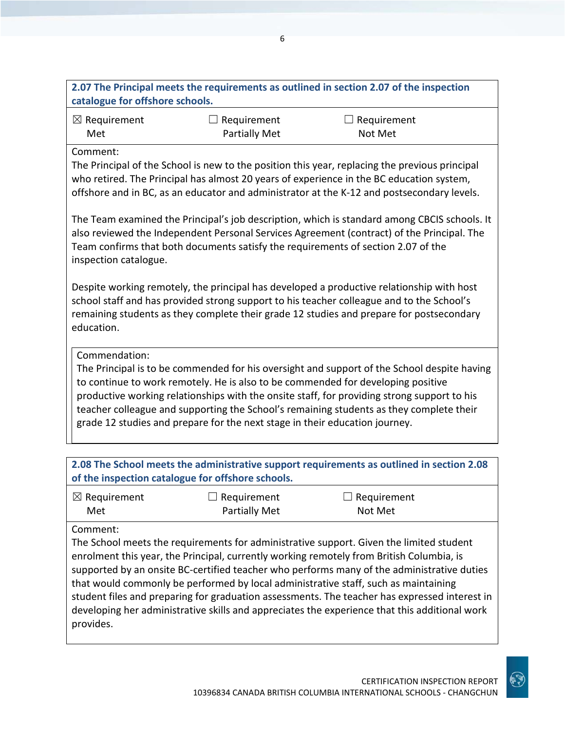**2.07 The Principal meets the requirements as outlined in section 2.07 of the inspection catalogue for offshore schools.**

| ☒ Requirement Met | ☐ Requirement Partially Met | ☐ Requirement Not Met |
|---|---|---|

Comment:

The Principal of the School is new to the position this year, replacing the previous principal who retired. The Principal has almost 20 years of experience in the BC education system, offshore and in BC, as an educator and administrator at the K-12 and postsecondary levels.

The Team examined the Principal's job description, which is standard among CBCIS schools. It also reviewed the Independent Personal Services Agreement (contract) of the Principal. The Team confirms that both documents satisfy the requirements of section 2.07 of the inspection catalogue.

Despite working remotely, the principal has developed a productive relationship with host school staff and has provided strong support to his teacher colleague and to the School's remaining students as they complete their grade 12 studies and prepare for postsecondary education.

Commendation:

The Principal is to be commended for his oversight and support of the School despite having to continue to work remotely. He is also to be commended for developing positive productive working relationships with the onsite staff, for providing strong support to his teacher colleague and supporting the School's remaining students as they complete their grade 12 studies and prepare for the next stage in their education journey.

**2.08 The School meets the administrative support requirements as outlined in section 2.08 of the inspection catalogue for offshore schools.**

| ☒ Requirement Met | ☐ Requirement Partially Met | ☐ Requirement Not Met |
|---|---|---|

Comment:

The School meets the requirements for administrative support. Given the limited student enrolment this year, the Principal, currently working remotely from British Columbia, is supported by an onsite BC-certified teacher who performs many of the administrative duties that would commonly be performed by local administrative staff, such as maintaining student files and preparing for graduation assessments. The teacher has expressed interest in developing her administrative skills and appreciates the experience that this additional work provides.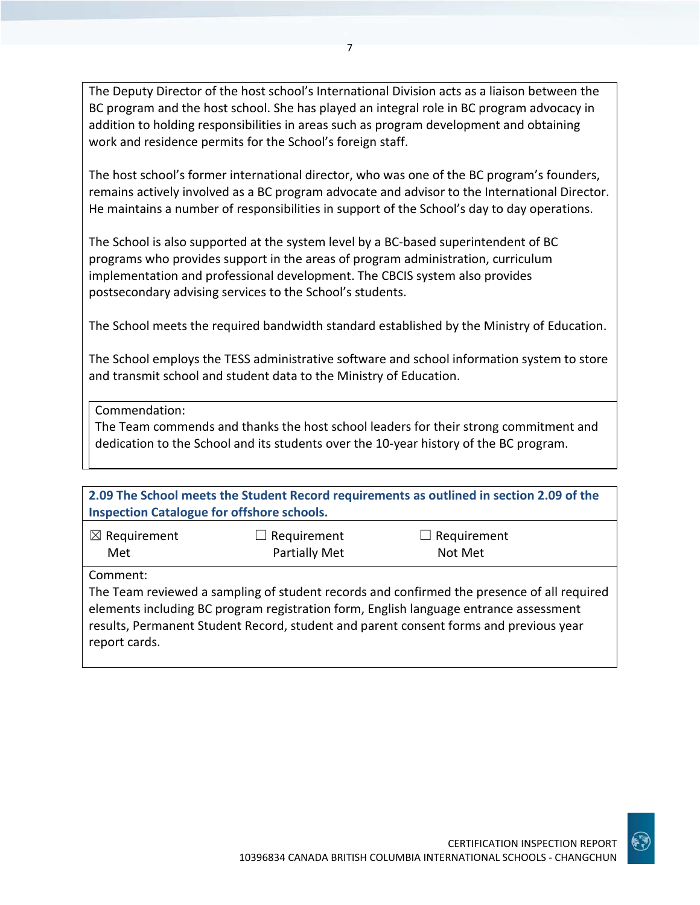The Deputy Director of the host school's International Division acts as a liaison between the BC program and the host school. She has played an integral role in BC program advocacy in addition to holding responsibilities in areas such as program development and obtaining work and residence permits for the School's foreign staff.

The host school's former international director, who was one of the BC program's founders, remains actively involved as a BC program advocate and advisor to the International Director. He maintains a number of responsibilities in support of the School's day to day operations.

The School is also supported at the system level by a BC-based superintendent of BC programs who provides support in the areas of program administration, curriculum implementation and professional development. The CBCIS system also provides postsecondary advising services to the School's students.

The School meets the required bandwidth standard established by the Ministry of Education.

The School employs the TESS administrative software and school information system to store and transmit school and student data to the Ministry of Education.

Commendation:
The Team commends and thanks the host school leaders for their strong commitment and dedication to the School and its students over the 10-year history of the BC program.

**2.09 The School meets the Student Record requirements as outlined in section 2.09 of the Inspection Catalogue for offshore schools.**

| ☒ Requirement Met | ☐ Requirement Partially Met | ☐ Requirement Not Met |
|---|---|---|

Comment:
The Team reviewed a sampling of student records and confirmed the presence of all required elements including BC program registration form, English language entrance assessment results, Permanent Student Record, student and parent consent forms and previous year report cards.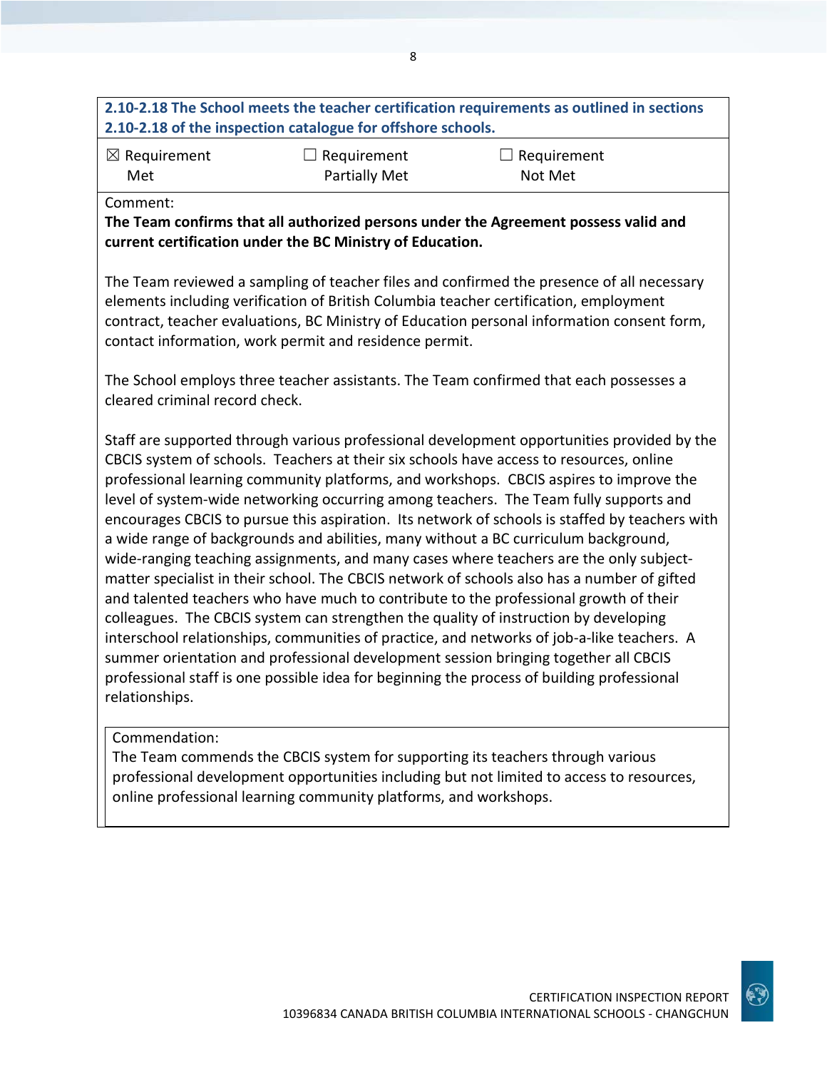**2.10-2.18 The School meets the teacher certification requirements as outlined in sections 2.10-2.18 of the inspection catalogue for offshore schools.**

| ☒ Requirement Met | ☐ Requirement Partially Met | ☐ Requirement Not Met |
|---|---|---|

Comment:

**The Team confirms that all authorized persons under the Agreement possess valid and current certification under the BC Ministry of Education.**

The Team reviewed a sampling of teacher files and confirmed the presence of all necessary elements including verification of British Columbia teacher certification, employment contract, teacher evaluations, BC Ministry of Education personal information consent form, contact information, work permit and residence permit.

The School employs three teacher assistants. The Team confirmed that each possesses a cleared criminal record check.

Staff are supported through various professional development opportunities provided by the CBCIS system of schools. Teachers at their six schools have access to resources, online professional learning community platforms, and workshops. CBCIS aspires to improve the level of system-wide networking occurring among teachers. The Team fully supports and encourages CBCIS to pursue this aspiration. Its network of schools is staffed by teachers with a wide range of backgrounds and abilities, many without a BC curriculum background, wide-ranging teaching assignments, and many cases where teachers are the only subject-matter specialist in their school. The CBCIS network of schools also has a number of gifted and talented teachers who have much to contribute to the professional growth of their colleagues. The CBCIS system can strengthen the quality of instruction by developing interschool relationships, communities of practice, and networks of job-a-like teachers. A summer orientation and professional development session bringing together all CBCIS professional staff is one possible idea for beginning the process of building professional relationships.

Commendation:

The Team commends the CBCIS system for supporting its teachers through various professional development opportunities including but not limited to access to resources, online professional learning community platforms, and workshops.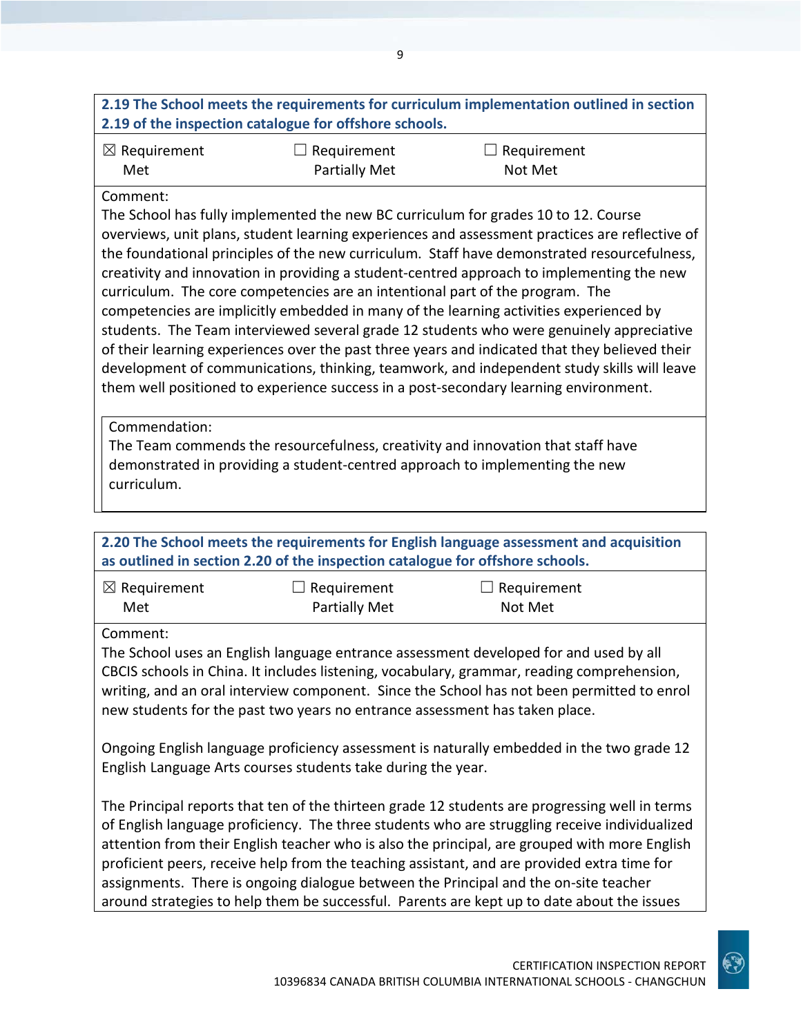**2.19 The School meets the requirements for curriculum implementation outlined in section 2.19 of the inspection catalogue for offshore schools.**

☒ Requirement Met ☐ Requirement Partially Met ☐ Requirement Not Met

Comment:

The School has fully implemented the new BC curriculum for grades 10 to 12. Course overviews, unit plans, student learning experiences and assessment practices are reflective of the foundational principles of the new curriculum. Staff have demonstrated resourcefulness, creativity and innovation in providing a student-centred approach to implementing the new curriculum. The core competencies are an intentional part of the program. The competencies are implicitly embedded in many of the learning activities experienced by students. The Team interviewed several grade 12 students who were genuinely appreciative of their learning experiences over the past three years and indicated that they believed their development of communications, thinking, teamwork, and independent study skills will leave them well positioned to experience success in a post-secondary learning environment.

Commendation:

The Team commends the resourcefulness, creativity and innovation that staff have demonstrated in providing a student-centred approach to implementing the new curriculum.

**2.20 The School meets the requirements for English language assessment and acquisition as outlined in section 2.20 of the inspection catalogue for offshore schools.**

☒ Requirement Met ☐ Requirement Partially Met ☐ Requirement Not Met

Comment:

The School uses an English language entrance assessment developed for and used by all CBCIS schools in China. It includes listening, vocabulary, grammar, reading comprehension, writing, and an oral interview component. Since the School has not been permitted to enrol new students for the past two years no entrance assessment has taken place.

Ongoing English language proficiency assessment is naturally embedded in the two grade 12 English Language Arts courses students take during the year.

The Principal reports that ten of the thirteen grade 12 students are progressing well in terms of English language proficiency. The three students who are struggling receive individualized attention from their English teacher who is also the principal, are grouped with more English proficient peers, receive help from the teaching assistant, and are provided extra time for assignments. There is ongoing dialogue between the Principal and the on-site teacher around strategies to help them be successful. Parents are kept up to date about the issues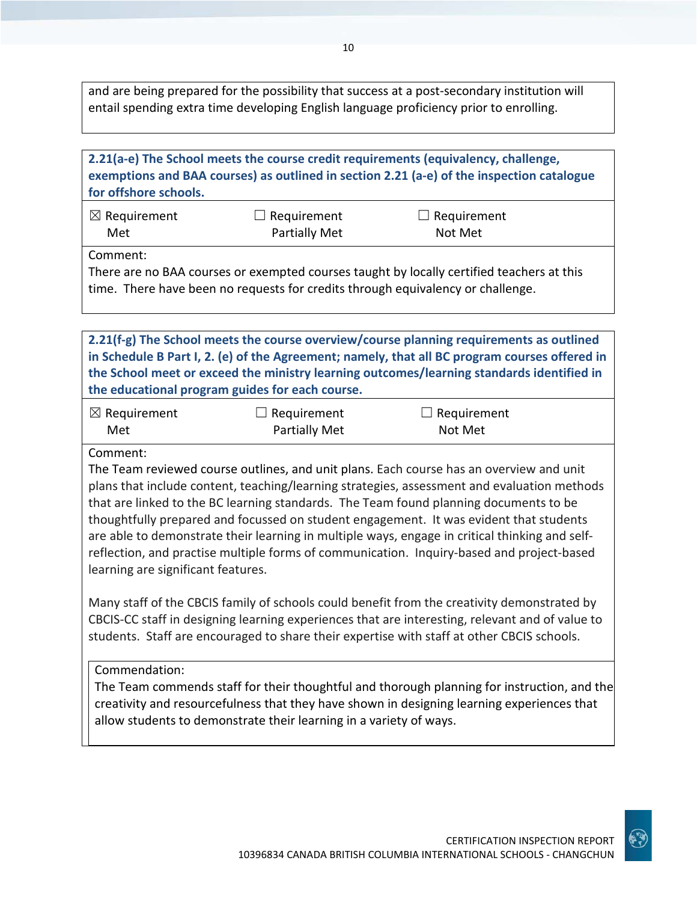and are being prepared for the possibility that success at a post-secondary institution will entail spending extra time developing English language proficiency prior to enrolling.

**2.21(a-e) The School meets the course credit requirements (equivalency, challenge, exemptions and BAA courses) as outlined in section 2.21 (a-e) of the inspection catalogue for offshore schools.**

☒ Requirement Met ☐ Requirement Partially Met ☐ Requirement Not Met

Comment:
There are no BAA courses or exempted courses taught by locally certified teachers at this time. There have been no requests for credits through equivalency or challenge.

**2.21(f-g) The School meets the course overview/course planning requirements as outlined in Schedule B Part I, 2. (e) of the Agreement; namely, that all BC program courses offered in the School meet or exceed the ministry learning outcomes/learning standards identified in the educational program guides for each course.**

☒ Requirement Met ☐ Requirement Partially Met ☐ Requirement Not Met

Comment:
The Team reviewed course outlines, and unit plans. Each course has an overview and unit plans that include content, teaching/learning strategies, assessment and evaluation methods that are linked to the BC learning standards. The Team found planning documents to be thoughtfully prepared and focussed on student engagement. It was evident that students are able to demonstrate their learning in multiple ways, engage in critical thinking and self-reflection, and practise multiple forms of communication. Inquiry-based and project-based learning are significant features.

Many staff of the CBCIS family of schools could benefit from the creativity demonstrated by CBCIS-CC staff in designing learning experiences that are interesting, relevant and of value to students. Staff are encouraged to share their expertise with staff at other CBCIS schools.

Commendation:
The Team commends staff for their thoughtful and thorough planning for instruction, and the creativity and resourcefulness that they have shown in designing learning experiences that allow students to demonstrate their learning in a variety of ways.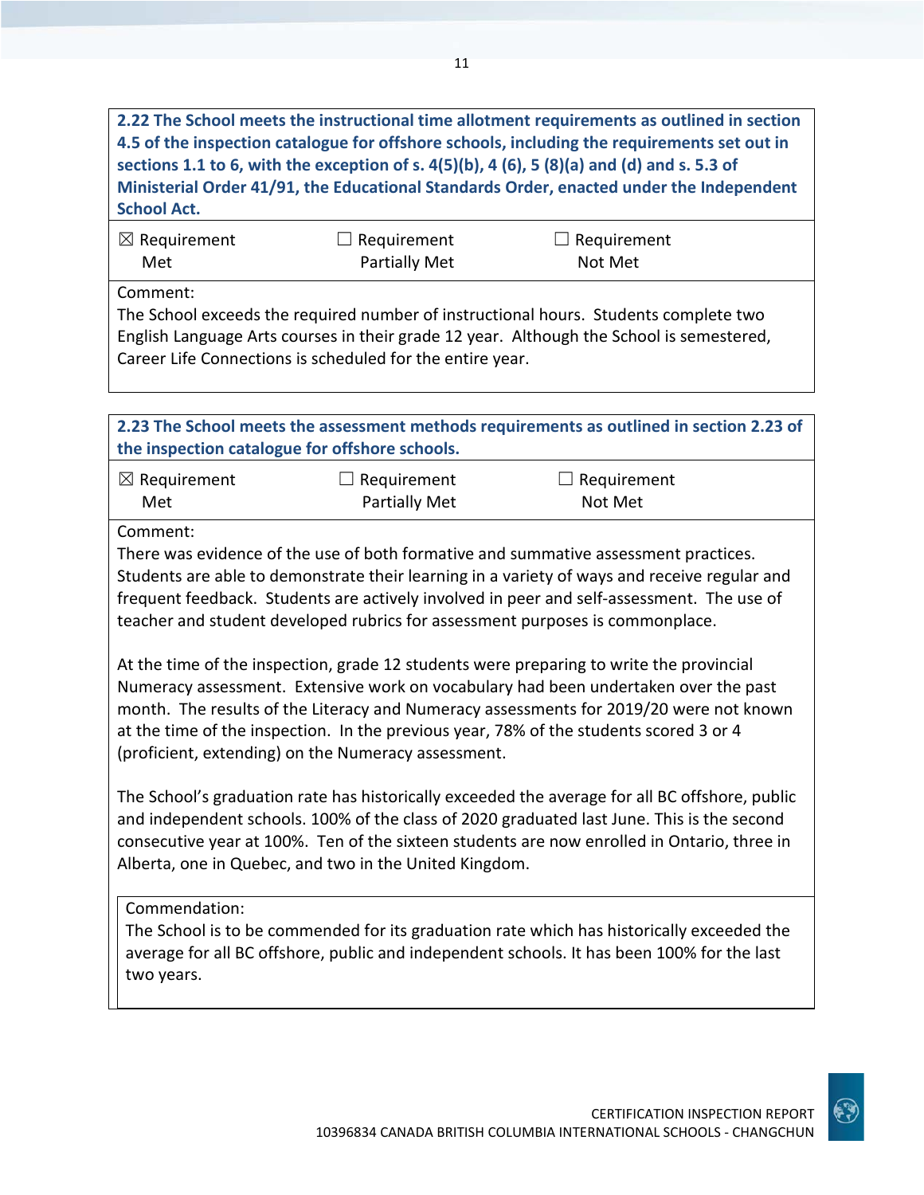**2.22 The School meets the instructional time allotment requirements as outlined in section 4.5 of the inspection catalogue for offshore schools, including the requirements set out in sections 1.1 to 6, with the exception of s. 4(5)(b), 4 (6), 5 (8)(a) and (d) and s. 5.3 of Ministerial Order 41/91, the Educational Standards Order, enacted under the Independent School Act.**

| ☒ Requirement Met | ☐ Requirement Partially Met | ☐ Requirement Not Met |
|---|---|---|

Comment:
The School exceeds the required number of instructional hours. Students complete two English Language Arts courses in their grade 12 year. Although the School is semestered, Career Life Connections is scheduled for the entire year.

**2.23 The School meets the assessment methods requirements as outlined in section 2.23 of the inspection catalogue for offshore schools.**

| ☒ Requirement Met | ☐ Requirement Partially Met | ☐ Requirement Not Met |
|---|---|---|

Comment:
There was evidence of the use of both formative and summative assessment practices. Students are able to demonstrate their learning in a variety of ways and receive regular and frequent feedback. Students are actively involved in peer and self-assessment. The use of teacher and student developed rubrics for assessment purposes is commonplace.

At the time of the inspection, grade 12 students were preparing to write the provincial Numeracy assessment. Extensive work on vocabulary had been undertaken over the past month. The results of the Literacy and Numeracy assessments for 2019/20 were not known at the time of the inspection. In the previous year, 78% of the students scored 3 or 4 (proficient, extending) on the Numeracy assessment.

The School's graduation rate has historically exceeded the average for all BC offshore, public and independent schools. 100% of the class of 2020 graduated last June. This is the second consecutive year at 100%. Ten of the sixteen students are now enrolled in Ontario, three in Alberta, one in Quebec, and two in the United Kingdom.

Commendation:
The School is to be commended for its graduation rate which has historically exceeded the average for all BC offshore, public and independent schools. It has been 100% for the last two years.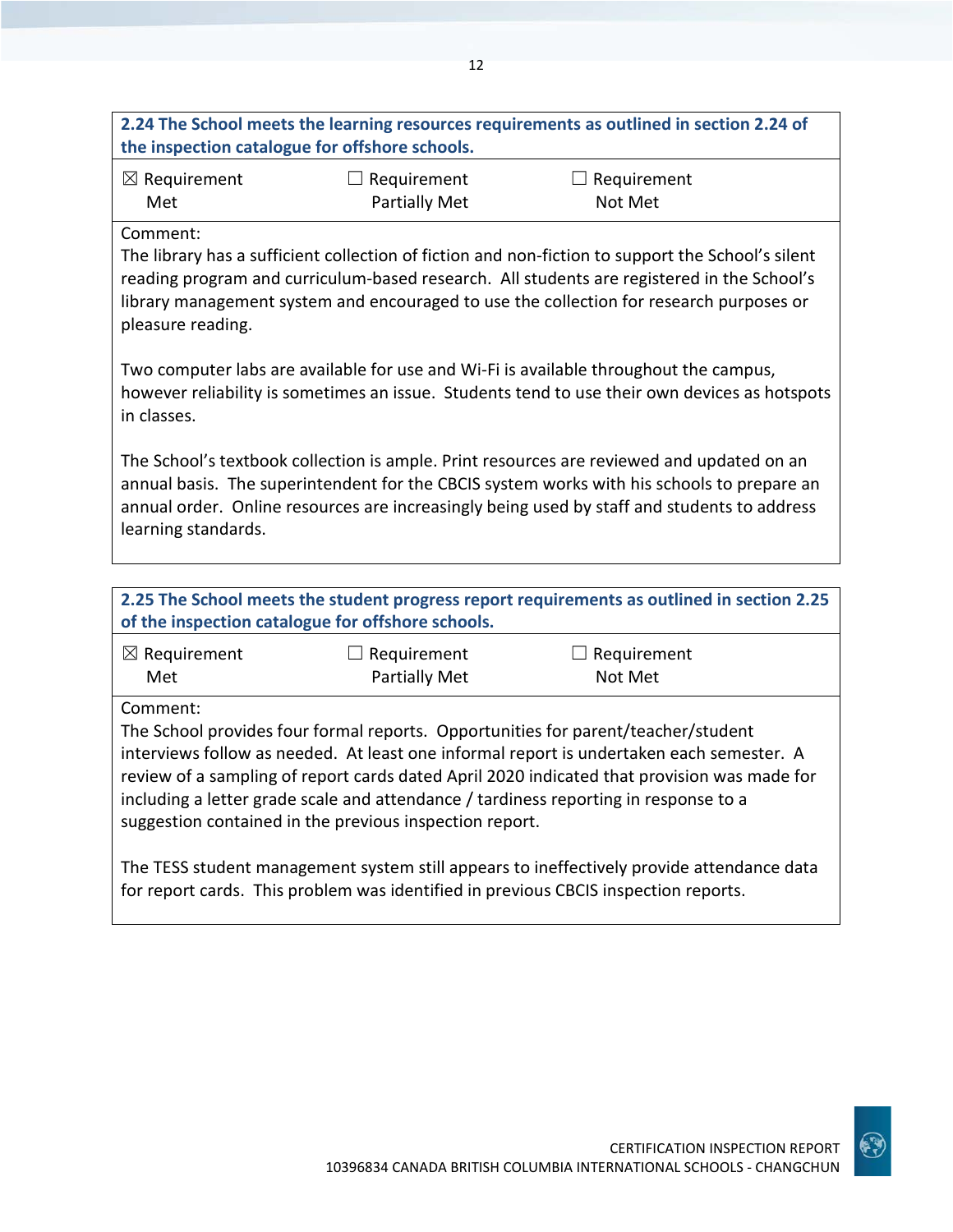**2.24 The School meets the learning resources requirements as outlined in section 2.24 of the inspection catalogue for offshore schools.**

| ☒ Requirement Met | ☐ Requirement Partially Met | ☐ Requirement Not Met |
|---|---|---|

Comment:

The library has a sufficient collection of fiction and non-fiction to support the School's silent reading program and curriculum-based research. All students are registered in the School's library management system and encouraged to use the collection for research purposes or pleasure reading.

Two computer labs are available for use and Wi-Fi is available throughout the campus, however reliability is sometimes an issue. Students tend to use their own devices as hotspots in classes.

The School's textbook collection is ample. Print resources are reviewed and updated on an annual basis. The superintendent for the CBCIS system works with his schools to prepare an annual order. Online resources are increasingly being used by staff and students to address learning standards.

**2.25 The School meets the student progress report requirements as outlined in section 2.25 of the inspection catalogue for offshore schools.**

| ☒ Requirement Met | ☐ Requirement Partially Met | ☐ Requirement Not Met |
|---|---|---|

Comment:

The School provides four formal reports. Opportunities for parent/teacher/student interviews follow as needed. At least one informal report is undertaken each semester. A review of a sampling of report cards dated April 2020 indicated that provision was made for including a letter grade scale and attendance / tardiness reporting in response to a suggestion contained in the previous inspection report.

The TESS student management system still appears to ineffectively provide attendance data for report cards. This problem was identified in previous CBCIS inspection reports.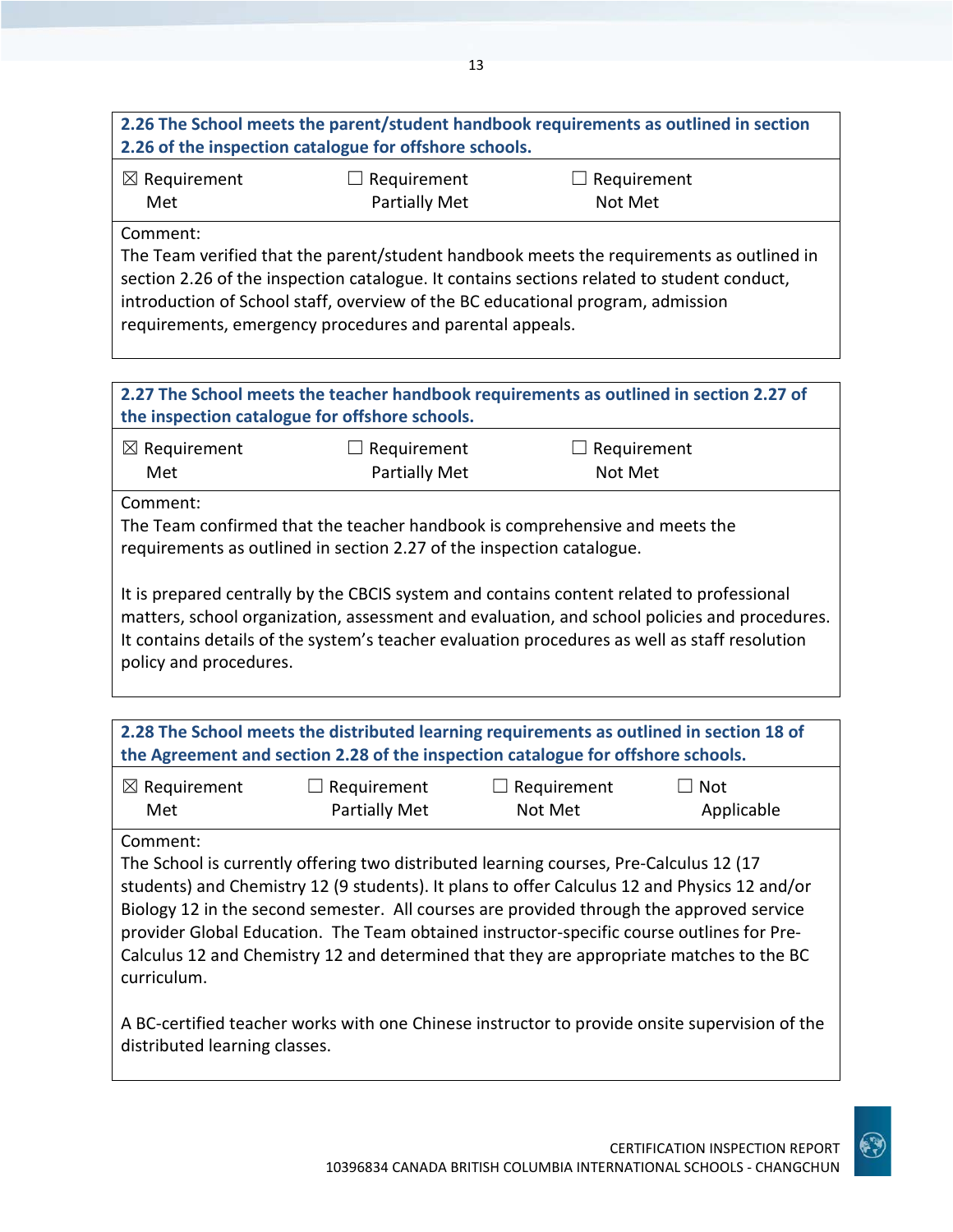**2.26 The School meets the parent/student handbook requirements as outlined in section 2.26 of the inspection catalogue for offshore schools.**

| ☒ Requirement Met | ☐ Requirement Partially Met | ☐ Requirement Not Met |
|---|---|---|

Comment:
The Team verified that the parent/student handbook meets the requirements as outlined in section 2.26 of the inspection catalogue. It contains sections related to student conduct, introduction of School staff, overview of the BC educational program, admission requirements, emergency procedures and parental appeals.

**2.27 The School meets the teacher handbook requirements as outlined in section 2.27 of the inspection catalogue for offshore schools.**

| ☒ Requirement Met | ☐ Requirement Partially Met | ☐ Requirement Not Met |
|---|---|---|

Comment:
The Team confirmed that the teacher handbook is comprehensive and meets the requirements as outlined in section 2.27 of the inspection catalogue.

It is prepared centrally by the CBCIS system and contains content related to professional matters, school organization, assessment and evaluation, and school policies and procedures. It contains details of the system's teacher evaluation procedures as well as staff resolution policy and procedures.

**2.28 The School meets the distributed learning requirements as outlined in section 18 of the Agreement and section 2.28 of the inspection catalogue for offshore schools.**

| ☒ Requirement Met | ☐ Requirement Partially Met | ☐ Requirement Not Met | ☐ Not Applicable |
|---|---|---|---|

Comment:
The School is currently offering two distributed learning courses, Pre-Calculus 12 (17 students) and Chemistry 12 (9 students). It plans to offer Calculus 12 and Physics 12 and/or Biology 12 in the second semester. All courses are provided through the approved service provider Global Education. The Team obtained instructor-specific course outlines for Pre-Calculus 12 and Chemistry 12 and determined that they are appropriate matches to the BC curriculum.

A BC-certified teacher works with one Chinese instructor to provide onsite supervision of the distributed learning classes.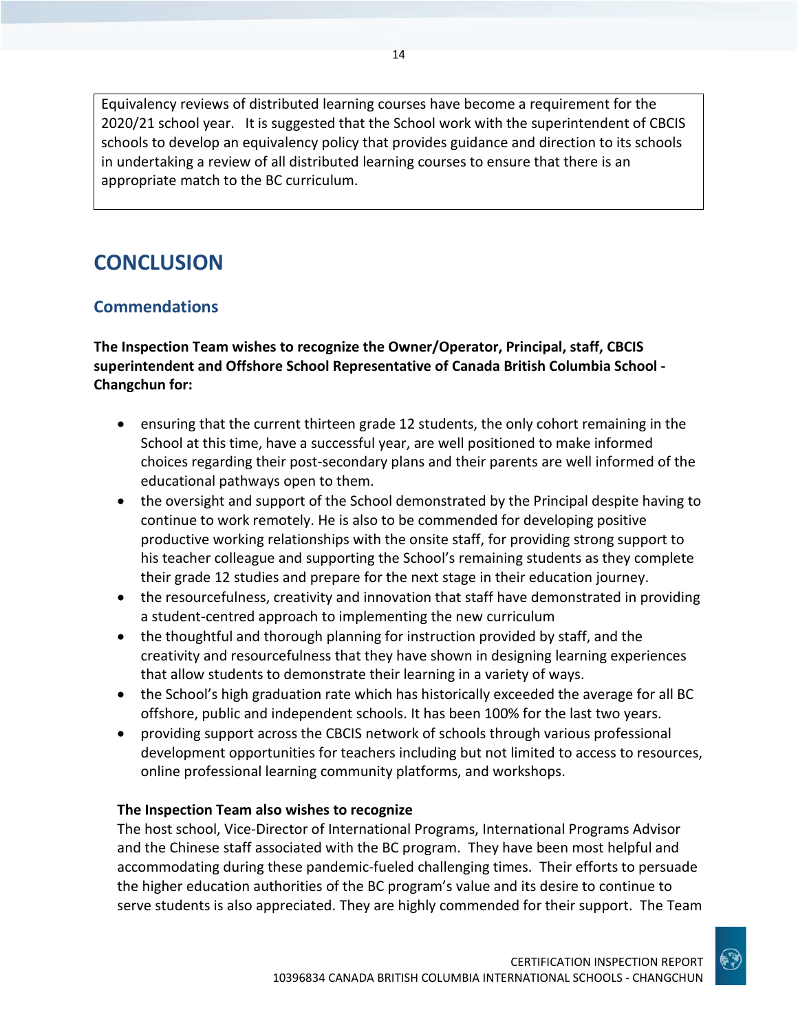Equivalency reviews of distributed learning courses have become a requirement for the 2020/21 school year. It is suggested that the School work with the superintendent of CBCIS schools to develop an equivalency policy that provides guidance and direction to its schools in undertaking a review of all distributed learning courses to ensure that there is an appropriate match to the BC curriculum.

# CONCLUSION

## Commendations

**The Inspection Team wishes to recognize the Owner/Operator, Principal, staff, CBCIS superintendent and Offshore School Representative of Canada British Columbia School - Changchun for:**

- ensuring that the current thirteen grade 12 students, the only cohort remaining in the School at this time, have a successful year, are well positioned to make informed choices regarding their post-secondary plans and their parents are well informed of the educational pathways open to them.
- the oversight and support of the School demonstrated by the Principal despite having to continue to work remotely. He is also to be commended for developing positive productive working relationships with the onsite staff, for providing strong support to his teacher colleague and supporting the School's remaining students as they complete their grade 12 studies and prepare for the next stage in their education journey.
- the resourcefulness, creativity and innovation that staff have demonstrated in providing a student-centred approach to implementing the new curriculum
- the thoughtful and thorough planning for instruction provided by staff, and the creativity and resourcefulness that they have shown in designing learning experiences that allow students to demonstrate their learning in a variety of ways.
- the School's high graduation rate which has historically exceeded the average for all BC offshore, public and independent schools. It has been 100% for the last two years.
- providing support across the CBCIS network of schools through various professional development opportunities for teachers including but not limited to access to resources, online professional learning community platforms, and workshops.

**The Inspection Team also wishes to recognize**

The host school, Vice-Director of International Programs, International Programs Advisor and the Chinese staff associated with the BC program. They have been most helpful and accommodating during these pandemic-fueled challenging times. Their efforts to persuade the higher education authorities of the BC program's value and its desire to continue to serve students is also appreciated. They are highly commended for their support. The Team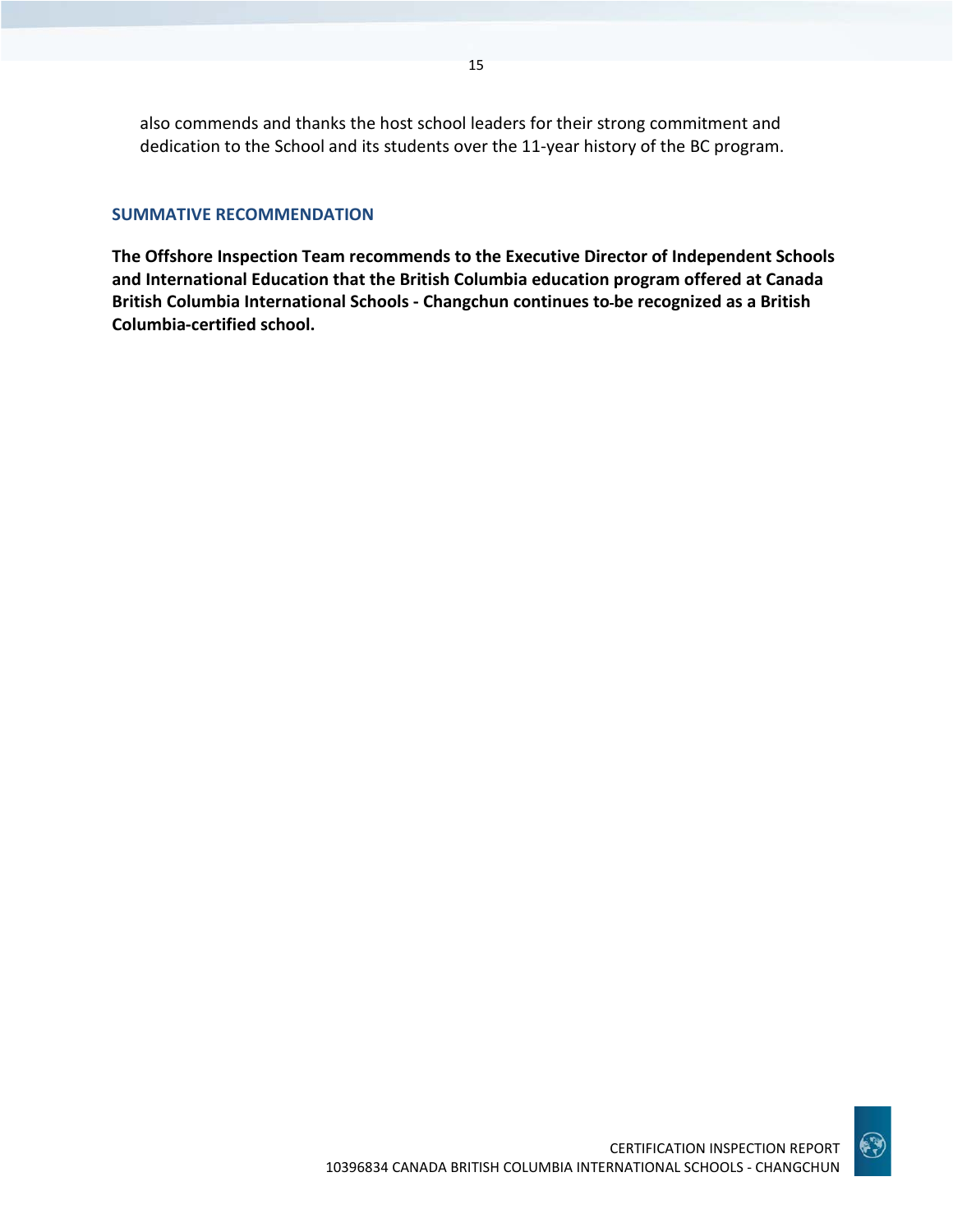also commends and thanks the host school leaders for their strong commitment and dedication to the School and its students over the 11-year history of the BC program.

## SUMMATIVE RECOMMENDATION

**The Offshore Inspection Team recommends to the Executive Director of Independent Schools and International Education that the British Columbia education program offered at Canada British Columbia International Schools - Changchun continues to-be recognized as a British Columbia-certified school.**